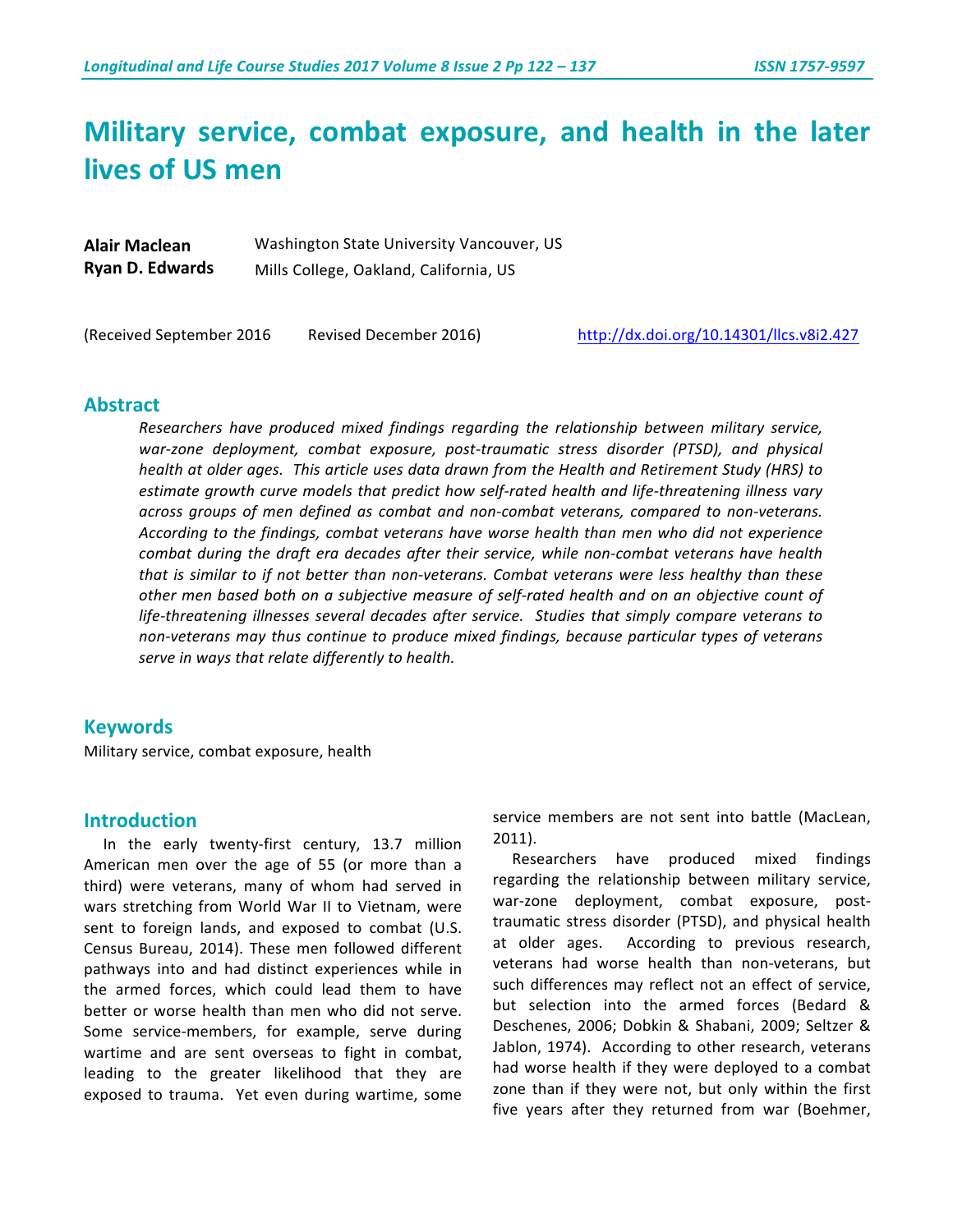# Military service, combat exposure, and health in the later lives of US men

**Alair Maclean** Washington State University Vancouver, US

**Ryan D. Edwards** Mills College, Oakland, California, US

(Received September 2016 Revised December 2016) http://dx.doi.org/10.14301/llcs.v8i2.427

## Abstract

*Researchers have produced mixed findings regarding the relationship between military service, war-zone deployment, combat exposure, post-traumatic stress disorder (PTSD), and physical health at older ages. This article uses data drawn from the Health and Retirement Study (HRS) to estimate growth curve models that predict how self-rated health and life-threatening illness vary across groups of men defined as combat and non-combat veterans, compared to non-veterans. According to the findings, combat veterans have worse health than men who did not experience combat during the draft era decades after their service, while non-combat veterans have health that is similar to if not better than non-veterans. Combat veterans were less healthy than these other men based both on a subjective measure of self-rated health and on an objective count of life-threatening illnesses several decades after service. Studies that simply compare veterans to non-veterans may thus continue to produce mixed findings, because particular types of veterans serve in ways that relate differently to health.*

## Keywords

Military service, combat exposure, health

## Introduction

In the early twenty-first century, 13.7 million American men over the age of 55 (or more than a third) were veterans, many of whom had served in wars stretching from World War II to Vietnam, were sent to foreign lands, and exposed to combat (U.S. Census Bureau, 2014). These men followed different pathways into and had distinct experiences while in the armed forces, which could lead them to have better or worse health than men who did not serve. Some service-members, for example, serve during wartime and are sent overseas to fight in combat, leading to the greater likelihood that they are exposed to trauma. Yet even during wartime, some service members are not sent into battle (MacLean, 2011).

Researchers have produced mixed findings regarding the relationship between military service, war-zone deployment, combat exposure, post-traumatic stress disorder (PTSD), and physical health at older ages. According to previous research, veterans had worse health than non-veterans, but such differences may reflect not an effect of service, but selection into the armed forces (Bedard & Deschenes, 2006; Dobkin & Shabani, 2009; Seltzer & Jablon, 1974). According to other research, veterans had worse health if they were deployed to a combat zone than if they were not, but only within the first five years after they returned from war (Boehmer,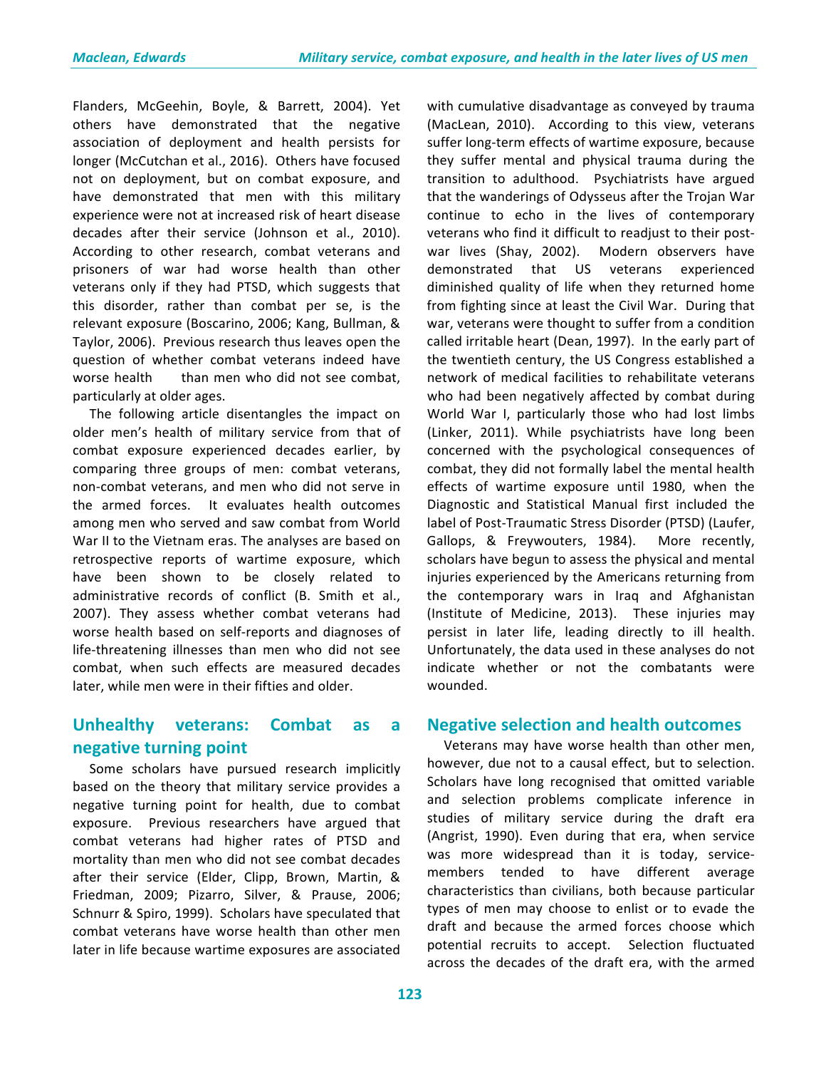Flanders, McGeehin, Boyle, & Barrett, 2004). Yet others have demonstrated that the negative association of deployment and health persists for longer (McCutchan et al., 2016). Others have focused not on deployment, but on combat exposure, and have demonstrated that men with this military experience were not at increased risk of heart disease decades after their service (Johnson et al., 2010). According to other research, combat veterans and prisoners of war had worse health than other veterans only if they had PTSD, which suggests that this disorder, rather than combat per se, is the relevant exposure (Boscarino, 2006; Kang, Bullman, & Taylor, 2006). Previous research thus leaves open the question of whether combat veterans indeed have worse health than men who did not see combat, particularly at older ages.

The following article disentangles the impact on older men's health of military service from that of combat exposure experienced decades earlier, by comparing three groups of men: combat veterans, non-combat veterans, and men who did not serve in the armed forces. It evaluates health outcomes among men who served and saw combat from World War II to the Vietnam eras. The analyses are based on retrospective reports of wartime exposure, which have been shown to be closely related to administrative records of conflict (B. Smith et al., 2007). They assess whether combat veterans had worse health based on self-reports and diagnoses of life-threatening illnesses than men who did not see combat, when such effects are measured decades later, while men were in their fifties and older.

## Unhealthy veterans: Combat as a negative turning point

Some scholars have pursued research implicitly based on the theory that military service provides a negative turning point for health, due to combat exposure. Previous researchers have argued that combat veterans had higher rates of PTSD and mortality than men who did not see combat decades after their service (Elder, Clipp, Brown, Martin, & Friedman, 2009; Pizarro, Silver, & Prause, 2006; Schnurr & Spiro, 1999). Scholars have speculated that combat veterans have worse health than other men later in life because wartime exposures are associated with cumulative disadvantage as conveyed by trauma (MacLean, 2010). According to this view, veterans suffer long-term effects of wartime exposure, because they suffer mental and physical trauma during the transition to adulthood. Psychiatrists have argued that the wanderings of Odysseus after the Trojan War continue to echo in the lives of contemporary veterans who find it difficult to readjust to their post-war lives (Shay, 2002). Modern observers have demonstrated that US veterans experienced diminished quality of life when they returned home from fighting since at least the Civil War. During that war, veterans were thought to suffer from a condition called irritable heart (Dean, 1997). In the early part of the twentieth century, the US Congress established a network of medical facilities to rehabilitate veterans who had been negatively affected by combat during World War I, particularly those who had lost limbs (Linker, 2011). While psychiatrists have long been concerned with the psychological consequences of combat, they did not formally label the mental health effects of wartime exposure until 1980, when the Diagnostic and Statistical Manual first included the label of Post-Traumatic Stress Disorder (PTSD) (Laufer, Gallops, & Freywouters, 1984). More recently, scholars have begun to assess the physical and mental injuries experienced by the Americans returning from the contemporary wars in Iraq and Afghanistan (Institute of Medicine, 2013). These injuries may persist in later life, leading directly to ill health. Unfortunately, the data used in these analyses do not indicate whether or not the combatants were wounded.

## Negative selection and health outcomes

Veterans may have worse health than other men, however, due not to a causal effect, but to selection. Scholars have long recognised that omitted variable and selection problems complicate inference in studies of military service during the draft era (Angrist, 1990). Even during that era, when service was more widespread than it is today, service-members tended to have different average characteristics than civilians, both because particular types of men may choose to enlist or to evade the draft and because the armed forces choose which potential recruits to accept. Selection fluctuated across the decades of the draft era, with the armed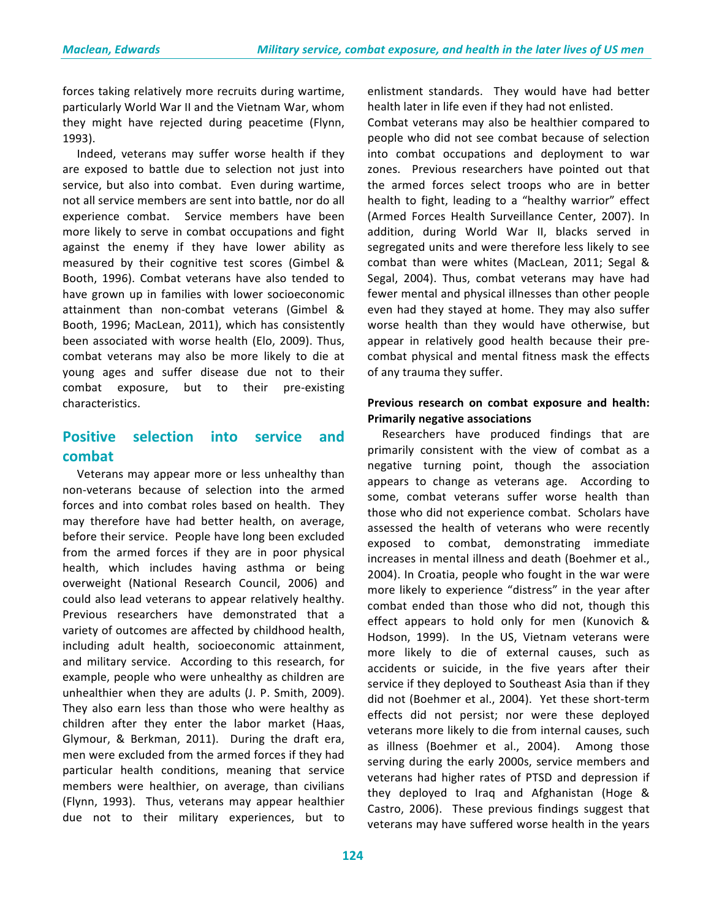forces taking relatively more recruits during wartime, particularly World War II and the Vietnam War, whom they might have rejected during peacetime (Flynn, 1993).

Indeed, veterans may suffer worse health if they are exposed to battle due to selection not just into service, but also into combat. Even during wartime, not all service members are sent into battle, nor do all experience combat. Service members have been more likely to serve in combat occupations and fight against the enemy if they have lower ability as measured by their cognitive test scores (Gimbel & Booth, 1996). Combat veterans have also tended to have grown up in families with lower socioeconomic attainment than non-combat veterans (Gimbel & Booth, 1996; MacLean, 2011), which has consistently been associated with worse health (Elo, 2009). Thus, combat veterans may also be more likely to die at young ages and suffer disease due not to their combat exposure, but to their pre-existing characteristics.

## Positive selection into service and combat

Veterans may appear more or less unhealthy than non-veterans because of selection into the armed forces and into combat roles based on health. They may therefore have had better health, on average, before their service. People have long been excluded from the armed forces if they are in poor physical health, which includes having asthma or being overweight (National Research Council, 2006) and could also lead veterans to appear relatively healthy. Previous researchers have demonstrated that a variety of outcomes are affected by childhood health, including adult health, socioeconomic attainment, and military service. According to this research, for example, people who were unhealthy as children are unhealthier when they are adults (J. P. Smith, 2009). They also earn less than those who were healthy as children after they enter the labor market (Haas, Glymour, & Berkman, 2011). During the draft era, men were excluded from the armed forces if they had particular health conditions, meaning that service members were healthier, on average, than civilians (Flynn, 1993). Thus, veterans may appear healthier due not to their military experiences, but to enlistment standards. They would have had better health later in life even if they had not enlisted.

Combat veterans may also be healthier compared to people who did not see combat because of selection into combat occupations and deployment to war zones. Previous researchers have pointed out that the armed forces select troops who are in better health to fight, leading to a "healthy warrior" effect (Armed Forces Health Surveillance Center, 2007). In addition, during World War II, blacks served in segregated units and were therefore less likely to see combat than were whites (MacLean, 2011; Segal & Segal, 2004). Thus, combat veterans may have had fewer mental and physical illnesses than other people even had they stayed at home. They may also suffer worse health than they would have otherwise, but appear in relatively good health because their pre-combat physical and mental fitness mask the effects of any trauma they suffer.

### Previous research on combat exposure and health: Primarily negative associations

Researchers have produced findings that are primarily consistent with the view of combat as a negative turning point, though the association appears to change as veterans age. According to some, combat veterans suffer worse health than those who did not experience combat. Scholars have assessed the health of veterans who were recently exposed to combat, demonstrating immediate increases in mental illness and death (Boehmer et al., 2004). In Croatia, people who fought in the war were more likely to experience "distress" in the year after combat ended than those who did not, though this effect appears to hold only for men (Kunovich & Hodson, 1999). In the US, Vietnam veterans were more likely to die of external causes, such as accidents or suicide, in the five years after their service if they deployed to Southeast Asia than if they did not (Boehmer et al., 2004). Yet these short-term effects did not persist; nor were these deployed veterans more likely to die from internal causes, such as illness (Boehmer et al., 2004). Among those serving during the early 2000s, service members and veterans had higher rates of PTSD and depression if they deployed to Iraq and Afghanistan (Hoge & Castro, 2006). These previous findings suggest that veterans may have suffered worse health in the years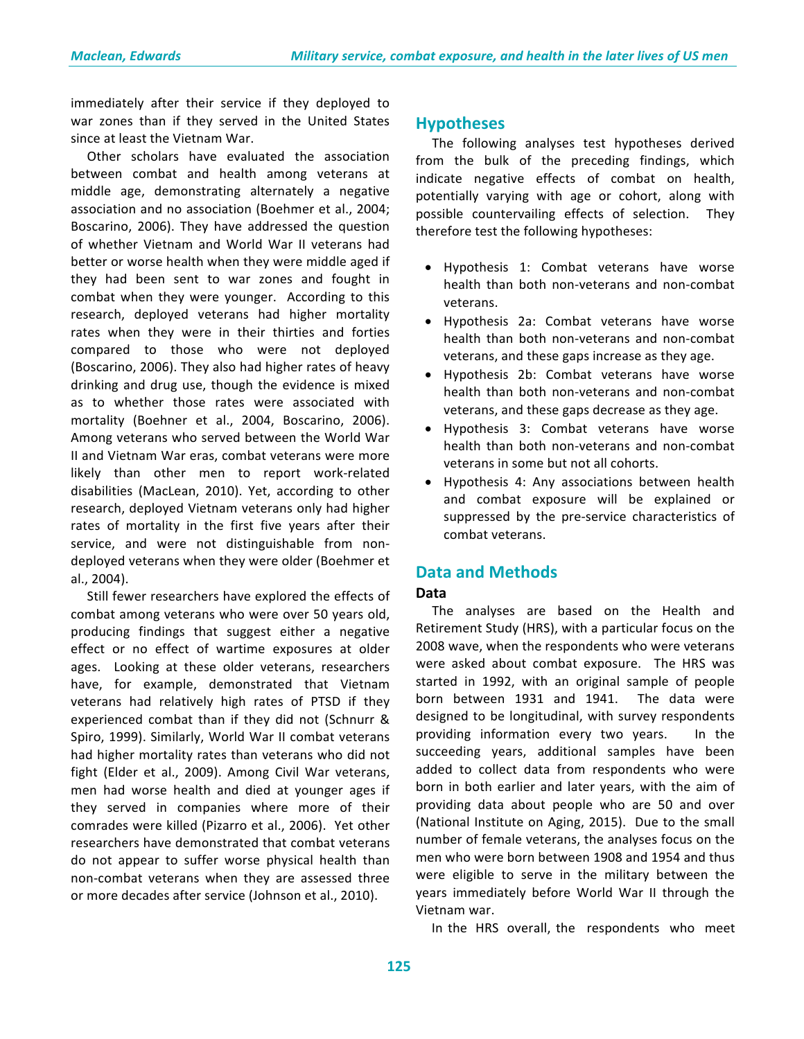immediately after their service if they deployed to war zones than if they served in the United States since at least the Vietnam War.

Other scholars have evaluated the association between combat and health among veterans at middle age, demonstrating alternately a negative association and no association (Boehmer et al., 2004; Boscarino, 2006). They have addressed the question of whether Vietnam and World War II veterans had better or worse health when they were middle aged if they had been sent to war zones and fought in combat when they were younger. According to this research, deployed veterans had higher mortality rates when they were in their thirties and forties compared to those who were not deployed (Boscarino, 2006). They also had higher rates of heavy drinking and drug use, though the evidence is mixed as to whether those rates were associated with mortality (Boehner et al., 2004, Boscarino, 2006). Among veterans who served between the World War II and Vietnam War eras, combat veterans were more likely than other men to report work-related disabilities (MacLean, 2010). Yet, according to other research, deployed Vietnam veterans only had higher rates of mortality in the first five years after their service, and were not distinguishable from non-deployed veterans when they were older (Boehmer et al., 2004).

Still fewer researchers have explored the effects of combat among veterans who were over 50 years old, producing findings that suggest either a negative effect or no effect of wartime exposures at older ages. Looking at these older veterans, researchers have, for example, demonstrated that Vietnam veterans had relatively high rates of PTSD if they experienced combat than if they did not (Schnurr & Spiro, 1999). Similarly, World War II combat veterans had higher mortality rates than veterans who did not fight (Elder et al., 2009). Among Civil War veterans, men had worse health and died at younger ages if they served in companies where more of their comrades were killed (Pizarro et al., 2006). Yet other researchers have demonstrated that combat veterans do not appear to suffer worse physical health than non-combat veterans when they are assessed three or more decades after service (Johnson et al., 2010).

## Hypotheses

The following analyses test hypotheses derived from the bulk of the preceding findings, which indicate negative effects of combat on health, potentially varying with age or cohort, along with possible countervailing effects of selection. They therefore test the following hypotheses:

- Hypothesis 1: Combat veterans have worse health than both non-veterans and non-combat veterans.
- Hypothesis 2a: Combat veterans have worse health than both non-veterans and non-combat veterans, and these gaps increase as they age.
- Hypothesis 2b: Combat veterans have worse health than both non-veterans and non-combat veterans, and these gaps decrease as they age.
- Hypothesis 3: Combat veterans have worse health than both non-veterans and non-combat veterans in some but not all cohorts.
- Hypothesis 4: Any associations between health and combat exposure will be explained or suppressed by the pre-service characteristics of combat veterans.

## Data and Methods

### Data

The analyses are based on the Health and Retirement Study (HRS), with a particular focus on the 2008 wave, when the respondents who were veterans were asked about combat exposure. The HRS was started in 1992, with an original sample of people born between 1931 and 1941. The data were designed to be longitudinal, with survey respondents providing information every two years. In the succeeding years, additional samples have been added to collect data from respondents who were born in both earlier and later years, with the aim of providing data about people who are 50 and over (National Institute on Aging, 2015). Due to the small number of female veterans, the analyses focus on the men who were born between 1908 and 1954 and thus were eligible to serve in the military between the years immediately before World War II through the Vietnam war.

In the HRS overall, the respondents who meet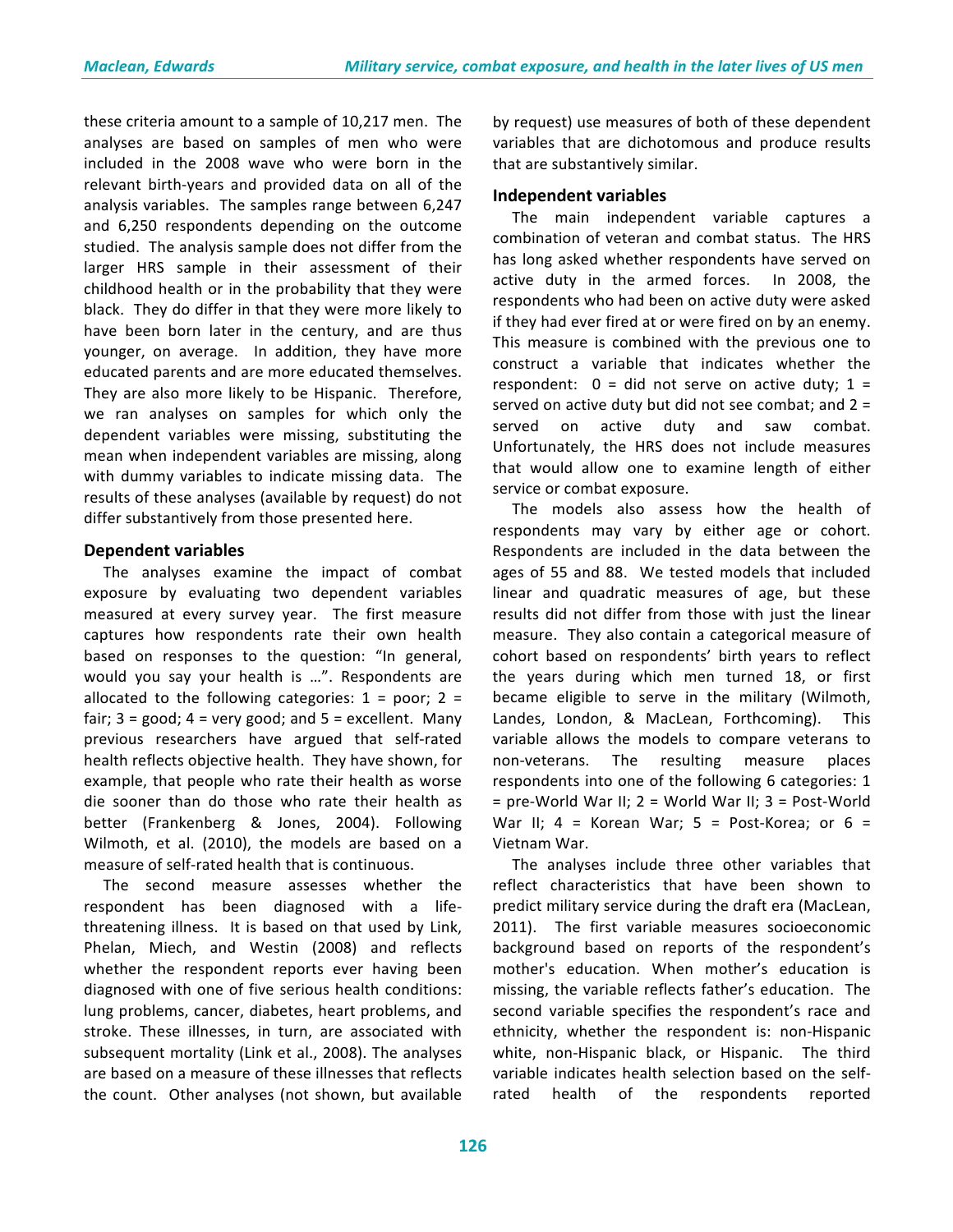these criteria amount to a sample of 10,217 men. The analyses are based on samples of men who were included in the 2008 wave who were born in the relevant birth-years and provided data on all of the analysis variables. The samples range between 6,247 and 6,250 respondents depending on the outcome studied. The analysis sample does not differ from the larger HRS sample in their assessment of their childhood health or in the probability that they were black. They do differ in that they were more likely to have been born later in the century, and are thus younger, on average. In addition, they have more educated parents and are more educated themselves. They are also more likely to be Hispanic. Therefore, we ran analyses on samples for which only the dependent variables were missing, substituting the mean when independent variables are missing, along with dummy variables to indicate missing data. The results of these analyses (available by request) do not differ substantively from those presented here.

### Dependent variables

The analyses examine the impact of combat exposure by evaluating two dependent variables measured at every survey year. The first measure captures how respondents rate their own health based on responses to the question: "In general, would you say your health is …". Respondents are allocated to the following categories: 1 = poor; 2 = fair; 3 = good; 4 = very good; and 5 = excellent. Many previous researchers have argued that self-rated health reflects objective health. They have shown, for example, that people who rate their health as worse die sooner than do those who rate their health as better (Frankenberg & Jones, 2004). Following Wilmoth, et al. (2010), the models are based on a measure of self-rated health that is continuous.

The second measure assesses whether the respondent has been diagnosed with a life-threatening illness. It is based on that used by Link, Phelan, Miech, and Westin (2008) and reflects whether the respondent reports ever having been diagnosed with one of five serious health conditions: lung problems, cancer, diabetes, heart problems, and stroke. These illnesses, in turn, are associated with subsequent mortality (Link et al., 2008). The analyses are based on a measure of these illnesses that reflects the count. Other analyses (not shown, but available by request) use measures of both of these dependent variables that are dichotomous and produce results that are substantively similar.

### Independent variables

The main independent variable captures a combination of veteran and combat status. The HRS has long asked whether respondents have served on active duty in the armed forces. In 2008, the respondents who had been on active duty were asked if they had ever fired at or were fired on by an enemy. This measure is combined with the previous one to construct a variable that indicates whether the respondent: 0 = did not serve on active duty; 1 = served on active duty but did not see combat; and 2 = served on active duty and saw combat. Unfortunately, the HRS does not include measures that would allow one to examine length of either service or combat exposure.

The models also assess how the health of respondents may vary by either age or cohort. Respondents are included in the data between the ages of 55 and 88. We tested models that included linear and quadratic measures of age, but these results did not differ from those with just the linear measure. They also contain a categorical measure of cohort based on respondents' birth years to reflect the years during which men turned 18, or first became eligible to serve in the military (Wilmoth, Landes, London, & MacLean, Forthcoming). This variable allows the models to compare veterans to non-veterans. The resulting measure places respondents into one of the following 6 categories: 1 = pre-World War II; 2 = World War II; 3 = Post-World War II; 4 = Korean War; 5 = Post-Korea; or 6 = Vietnam War.

The analyses include three other variables that reflect characteristics that have been shown to predict military service during the draft era (MacLean, 2011). The first variable measures socioeconomic background based on reports of the respondent's mother's education. When mother's education is missing, the variable reflects father's education. The second variable specifies the respondent's race and ethnicity, whether the respondent is: non-Hispanic white, non-Hispanic black, or Hispanic. The third variable indicates health selection based on the self-rated health of the respondents reported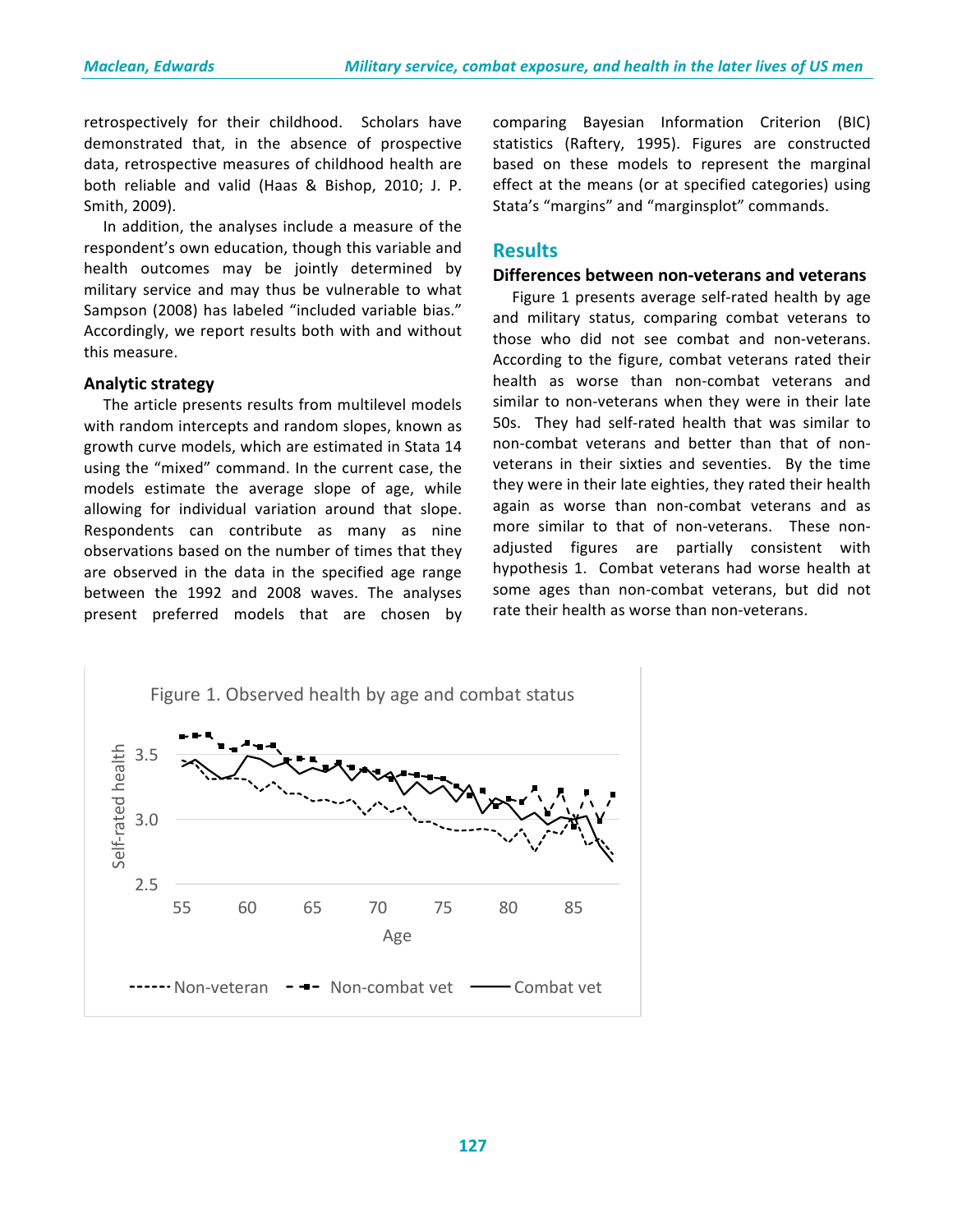retrospectively for their childhood. Scholars have demonstrated that, in the absence of prospective data, retrospective measures of childhood health are both reliable and valid (Haas & Bishop, 2010; J. P. Smith, 2009).

In addition, the analyses include a measure of the respondent's own education, though this variable and health outcomes may be jointly determined by military service and may thus be vulnerable to what Sampson (2008) has labeled "included variable bias." Accordingly, we report results both with and without this measure.

### Analytic strategy

The article presents results from multilevel models with random intercepts and random slopes, known as growth curve models, which are estimated in Stata 14 using the "mixed" command. In the current case, the models estimate the average slope of age, while allowing for individual variation around that slope. Respondents can contribute as many as nine observations based on the number of times that they are observed in the data in the specified age range between the 1992 and 2008 waves. The analyses present preferred models that are chosen by comparing Bayesian Information Criterion (BIC) statistics (Raftery, 1995). Figures are constructed based on these models to represent the marginal effect at the means (or at specified categories) using Stata's "margins" and "marginsplot" commands.

## Results

### Differences between non-veterans and veterans

Figure 1 presents average self-rated health by age and military status, comparing combat veterans to those who did not see combat and non-veterans. According to the figure, combat veterans rated their health as worse than non-combat veterans and similar to non-veterans when they were in their late 50s. They had self-rated health that was similar to non-combat veterans and better than that of non-veterans in their sixties and seventies. By the time they were in their late eighties, they rated their health again as worse than non-combat veterans and as more similar to that of non-veterans. These non-adjusted figures are partially consistent with hypothesis 1. Combat veterans had worse health at some ages than non-combat veterans, but did not rate their health as worse than non-veterans.

Figure 1. Observed health by age and combat status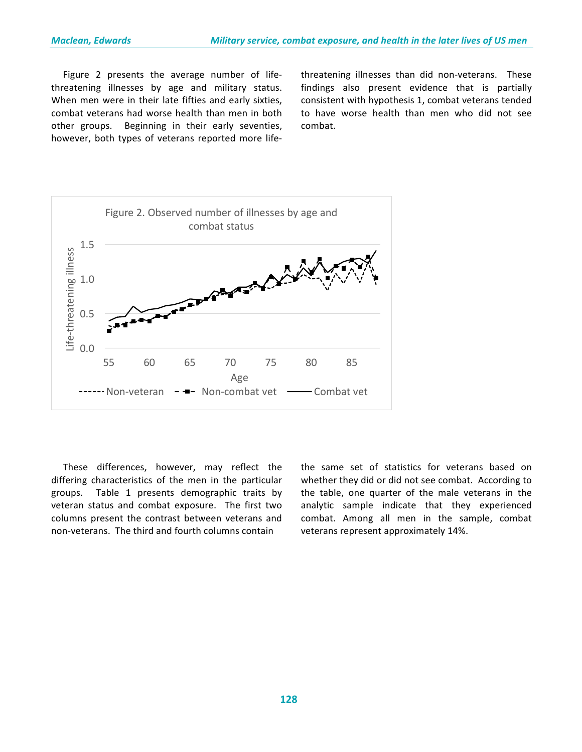Figure 2 presents the average number of life-threatening illnesses by age and military status. When men were in their late fifties and early sixties, combat veterans had worse health than men in both other groups. Beginning in their early seventies, however, both types of veterans reported more life-threatening illnesses than did non-veterans. These findings also present evidence that is partially consistent with hypothesis 1, combat veterans tended to have worse health than men who did not see combat.

Figure 2. Observed number of illnesses by age and combat status

These differences, however, may reflect the differing characteristics of the men in the particular groups. Table 1 presents demographic traits by veteran status and combat exposure. The first two columns present the contrast between veterans and non-veterans. The third and fourth columns contain the same set of statistics for veterans based on whether they did or did not see combat. According to the table, one quarter of the male veterans in the analytic sample indicate that they experienced combat. Among all men in the sample, combat veterans represent approximately 14%.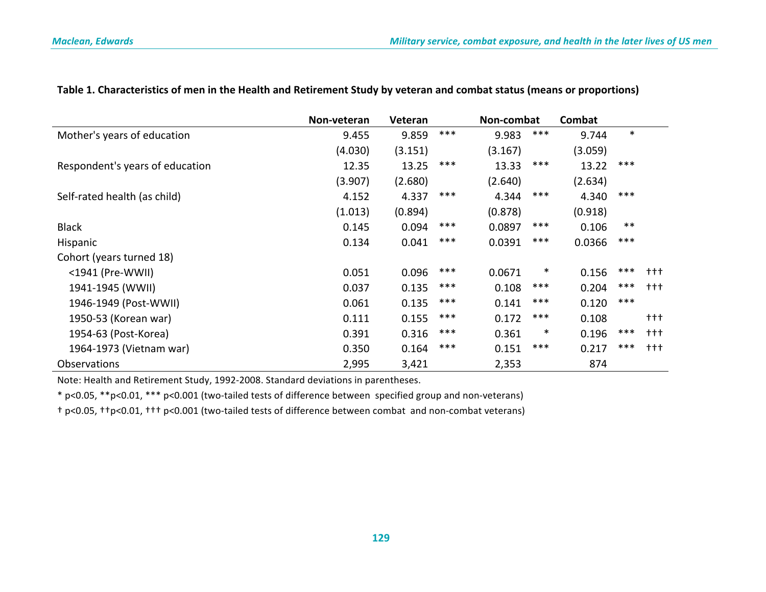**Table 1. Characteristics of men in the Health and Retirement Study by veteran and combat status (means or proportions)**

| | Non-veteran | Veteran | | Non-combat | | Combat | | |
|---|---|---|---|---|---|---|---|---|
| Mother's years of education | 9.455 | 9.859 | *** | 9.983 | *** | 9.744 | * | |
| | (4.030) | (3.151) | | (3.167) | | (3.059) | | |
| Respondent's years of education | 12.35 | 13.25 | *** | 13.33 | *** | 13.22 | *** | |
| | (3.907) | (2.680) | | (2.640) | | (2.634) | | |
| Self-rated health (as child) | 4.152 | 4.337 | *** | 4.344 | *** | 4.340 | *** | |
| | (1.013) | (0.894) | | (0.878) | | (0.918) | | |
| Black | 0.145 | 0.094 | *** | 0.0897 | *** | 0.106 | ** | |
| Hispanic | 0.134 | 0.041 | *** | 0.0391 | *** | 0.0366 | *** | |
| Cohort (years turned 18) | | | | | | | | |
| <1941 (Pre-WWII) | 0.051 | 0.096 | *** | 0.0671 | * | 0.156 | *** | ††† |
| 1941-1945 (WWII) | 0.037 | 0.135 | *** | 0.108 | *** | 0.204 | *** | ††† |
| 1946-1949 (Post-WWII) | 0.061 | 0.135 | *** | 0.141 | *** | 0.120 | *** | |
| 1950-53 (Korean war) | 0.111 | 0.155 | *** | 0.172 | *** | 0.108 | | ††† |
| 1954-63 (Post-Korea) | 0.391 | 0.316 | *** | 0.361 | * | 0.196 | *** | ††† |
| 1964-1973 (Vietnam war) | 0.350 | 0.164 | *** | 0.151 | *** | 0.217 | *** | ††† |
| Observations | 2,995 | 3,421 | | 2,353 | | 874 | | |

Note: Health and Retirement Study, 1992-2008. Standard deviations in parentheses.

* p<0.05, **p<0.01, *** p<0.001 (two-tailed tests of difference between specified group and non-veterans)

† p<0.05, ††p<0.01, ††† p<0.001 (two-tailed tests of difference between combat and non-combat veterans)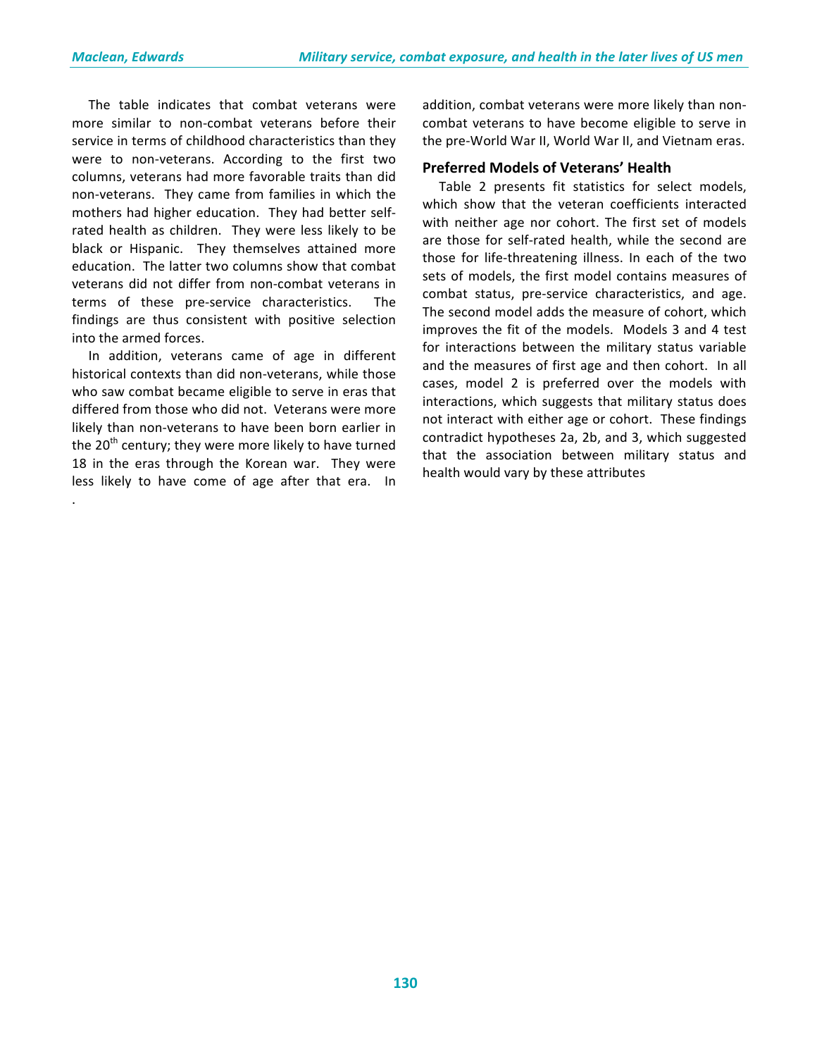The table indicates that combat veterans were more similar to non-combat veterans before their service in terms of childhood characteristics than they were to non-veterans. According to the first two columns, veterans had more favorable traits than did non-veterans. They came from families in which the mothers had higher education. They had better self-rated health as children. They were less likely to be black or Hispanic. They themselves attained more education. The latter two columns show that combat veterans did not differ from non-combat veterans in terms of these pre-service characteristics. The findings are thus consistent with positive selection into the armed forces.

In addition, veterans came of age in different historical contexts than did non-veterans, while those who saw combat became eligible to serve in eras that differed from those who did not. Veterans were more likely than non-veterans to have been born earlier in the 20th century; they were more likely to have turned 18 in the eras through the Korean war. They were less likely to have come of age after that era. In addition, combat veterans were more likely than non-combat veterans to have become eligible to serve in the pre-World War II, World War II, and Vietnam eras.

### Preferred Models of Veterans' Health

Table 2 presents fit statistics for select models, which show that the veteran coefficients interacted with neither age nor cohort. The first set of models are those for self-rated health, while the second are those for life-threatening illness. In each of the two sets of models, the first model contains measures of combat status, pre-service characteristics, and age. The second model adds the measure of cohort, which improves the fit of the models. Models 3 and 4 test for interactions between the military status variable and the measures of first age and then cohort. In all cases, model 2 is preferred over the models with interactions, which suggests that military status does not interact with either age or cohort. These findings contradict hypotheses 2a, 2b, and 3, which suggested that the association between military status and health would vary by these attributes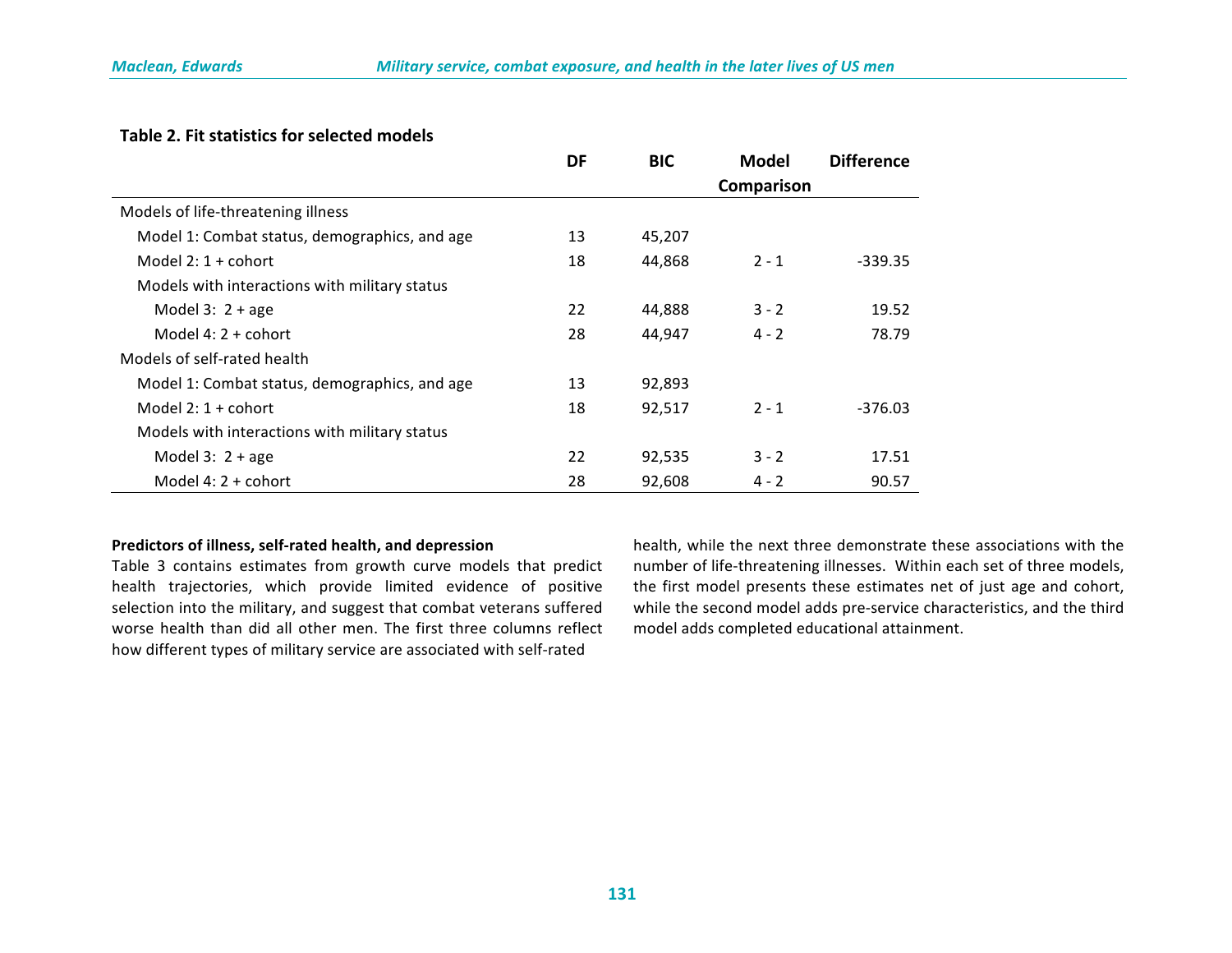**Table 2. Fit statistics for selected models**

| | DF | BIC | Model Comparison | Difference |
|---|---|---|---|---|
| Models of life-threatening illness | | | | |
| Model 1: Combat status, demographics, and age | 13 | 45,207 | | |
| Model 2: 1 + cohort | 18 | 44,868 | 2 - 1 | -339.35 |
| Models with interactions with military status | | | | |
| Model 3: 2 + age | 22 | 44,888 | 3 - 2 | 19.52 |
| Model 4: 2 + cohort | 28 | 44,947 | 4 - 2 | 78.79 |
| Models of self-rated health | | | | |
| Model 1: Combat status, demographics, and age | 13 | 92,893 | | |
| Model 2: 1 + cohort | 18 | 92,517 | 2 - 1 | -376.03 |
| Models with interactions with military status | | | | |
| Model 3: 2 + age | 22 | 92,535 | 3 - 2 | 17.51 |
| Model 4: 2 + cohort | 28 | 92,608 | 4 - 2 | 90.57 |

**Predictors of illness, self-rated health, and depression**

Table 3 contains estimates from growth curve models that predict health trajectories, which provide limited evidence of positive selection into the military, and suggest that combat veterans suffered worse health than did all other men. The first three columns reflect how different types of military service are associated with self-rated health, while the next three demonstrate these associations with the number of life-threatening illnesses. Within each set of three models, the first model presents these estimates net of just age and cohort, while the second model adds pre-service characteristics, and the third model adds completed educational attainment.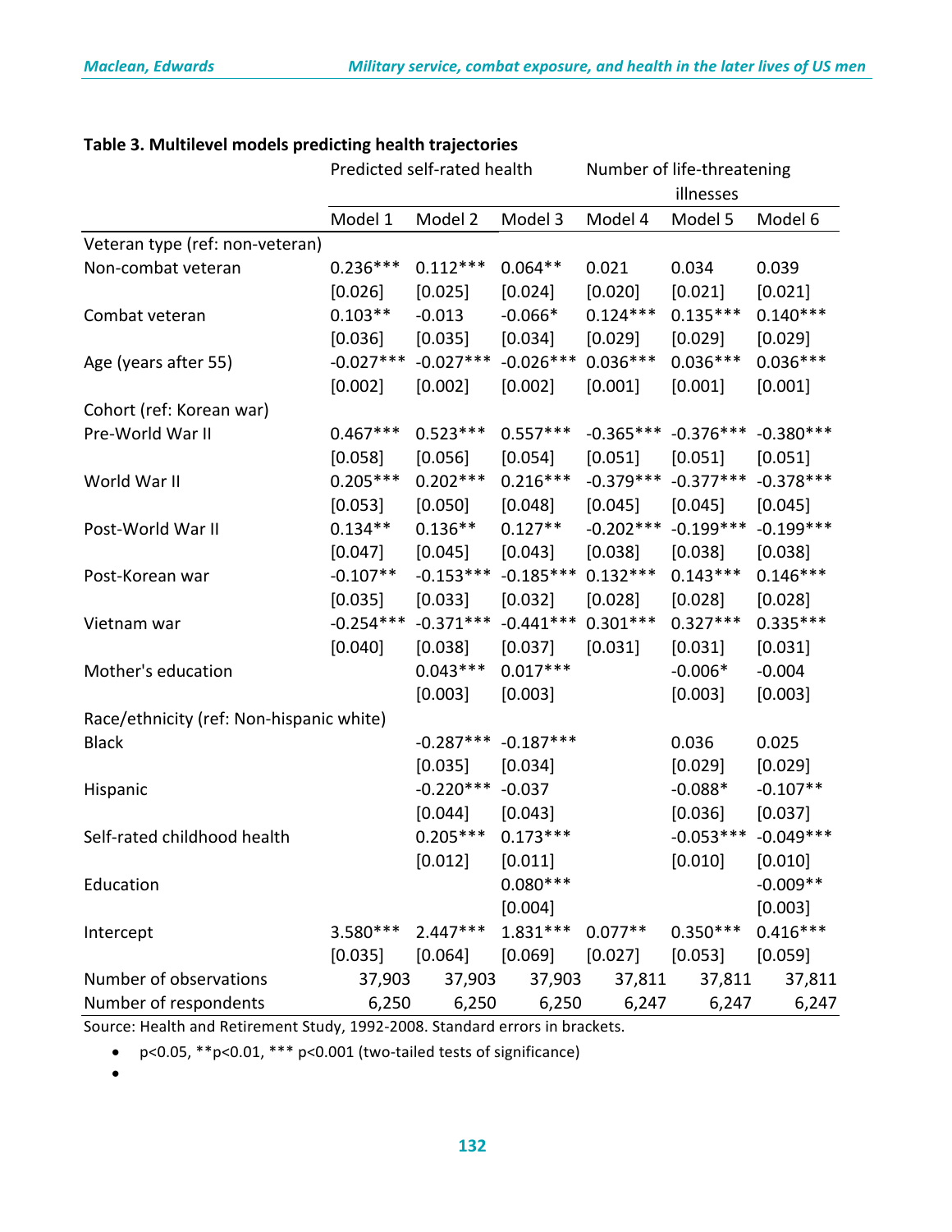**Table 3. Multilevel models predicting health trajectories**

| | Predicted self-rated health | | | Number of life-threatening illnesses | | |
|---|---|---|---|---|---|---|
| | Model 1 | Model 2 | Model 3 | Model 4 | Model 5 | Model 6 |
| Veteran type (ref: non-veteran) | | | | | | |
| Non-combat veteran | 0.236*** | 0.112*** | 0.064** | 0.021 | 0.034 | 0.039 |
| | [0.026] | [0.025] | [0.024] | [0.020] | [0.021] | [0.021] |
| Combat veteran | 0.103** | -0.013 | -0.066* | 0.124*** | 0.135*** | 0.140*** |
| | [0.036] | [0.035] | [0.034] | [0.029] | [0.029] | [0.029] |
| Age (years after 55) | -0.027*** | -0.027*** | -0.026*** | 0.036*** | 0.036*** | 0.036*** |
| | [0.002] | [0.002] | [0.002] | [0.001] | [0.001] | [0.001] |
| Cohort (ref: Korean war) | | | | | | |
| Pre-World War II | 0.467*** | 0.523*** | 0.557*** | -0.365*** | -0.376*** | -0.380*** |
| | [0.058] | [0.056] | [0.054] | [0.051] | [0.051] | [0.051] |
| World War II | 0.205*** | 0.202*** | 0.216*** | -0.379*** | -0.377*** | -0.378*** |
| | [0.053] | [0.050] | [0.048] | [0.045] | [0.045] | [0.045] |
| Post-World War II | 0.134** | 0.136** | 0.127** | -0.202*** | -0.199*** | -0.199*** |
| | [0.047] | [0.045] | [0.043] | [0.038] | [0.038] | [0.038] |
| Post-Korean war | -0.107** | -0.153*** | -0.185*** | 0.132*** | 0.143*** | 0.146*** |
| | [0.035] | [0.033] | [0.032] | [0.028] | [0.028] | [0.028] |
| Vietnam war | -0.254*** | -0.371*** | -0.441*** | 0.301*** | 0.327*** | 0.335*** |
| | [0.040] | [0.038] | [0.037] | [0.031] | [0.031] | [0.031] |
| Mother's education | | 0.043*** | 0.017*** | | -0.006* | -0.004 |
| | | [0.003] | [0.003] | | [0.003] | [0.003] |
| Race/ethnicity (ref: Non-hispanic white) | | | | | | |
| Black | | -0.287*** | -0.187*** | | 0.036 | 0.025 |
| | | [0.035] | [0.034] | | [0.029] | [0.029] |
| Hispanic | | -0.220*** | -0.037 | | -0.088* | -0.107** |
| | | [0.044] | [0.043] | | [0.036] | [0.037] |
| Self-rated childhood health | | 0.205*** | 0.173*** | | -0.053*** | -0.049*** |
| | | [0.012] | [0.011] | | [0.010] | [0.010] |
| Education | | | 0.080*** | | | -0.009** |
| | | | [0.004] | | | [0.003] |
| Intercept | 3.580*** | 2.447*** | 1.831*** | 0.077** | 0.350*** | 0.416*** |
| | [0.035] | [0.064] | [0.069] | [0.027] | [0.053] | [0.059] |
| Number of observations | 37,903 | 37,903 | 37,903 | 37,811 | 37,811 | 37,811 |
| Number of respondents | 6,250 | 6,250 | 6,250 | 6,247 | 6,247 | 6,247 |

Source: Health and Retirement Study, 1992-2008. Standard errors in brackets.

- p<0.05, **p<0.01, *** p<0.001 (two-tailed tests of significance)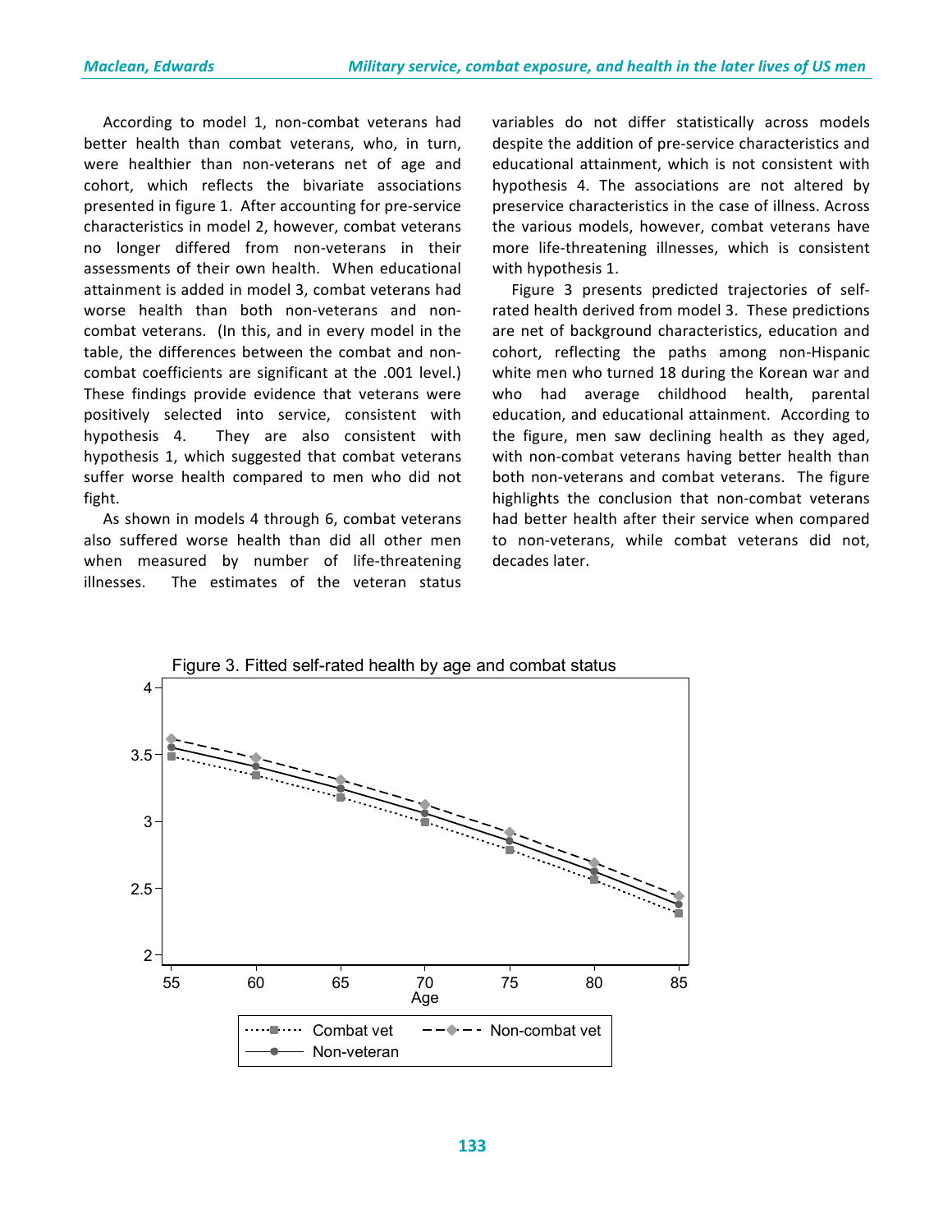According to model 1, non-combat veterans had better health than combat veterans, who, in turn, were healthier than non-veterans net of age and cohort, which reflects the bivariate associations presented in figure 1. After accounting for pre-service characteristics in model 2, however, combat veterans no longer differed from non-veterans in their assessments of their own health. When educational attainment is added in model 3, combat veterans had worse health than both non-veterans and non-combat veterans. (In this, and in every model in the table, the differences between the combat and non-combat coefficients are significant at the .001 level.) These findings provide evidence that veterans were positively selected into service, consistent with hypothesis 4. They are also consistent with hypothesis 1, which suggested that combat veterans suffer worse health compared to men who did not fight.

As shown in models 4 through 6, combat veterans also suffered worse health than did all other men when measured by number of life-threatening illnesses. The estimates of the veteran status variables do not differ statistically across models despite the addition of pre-service characteristics and educational attainment, which is not consistent with hypothesis 4. The associations are not altered by preservice characteristics in the case of illness. Across the various models, however, combat veterans have more life-threatening illnesses, which is consistent with hypothesis 1.

Figure 3 presents predicted trajectories of self-rated health derived from model 3. These predictions are net of background characteristics, education and cohort, reflecting the paths among non-Hispanic white men who turned 18 during the Korean war and who had average childhood health, parental education, and educational attainment. According to the figure, men saw declining health as they aged, with non-combat veterans having better health than both non-veterans and combat veterans. The figure highlights the conclusion that non-combat veterans had better health after their service when compared to non-veterans, while combat veterans did not, decades later.

Figure 3. Fitted self-rated health by age and combat status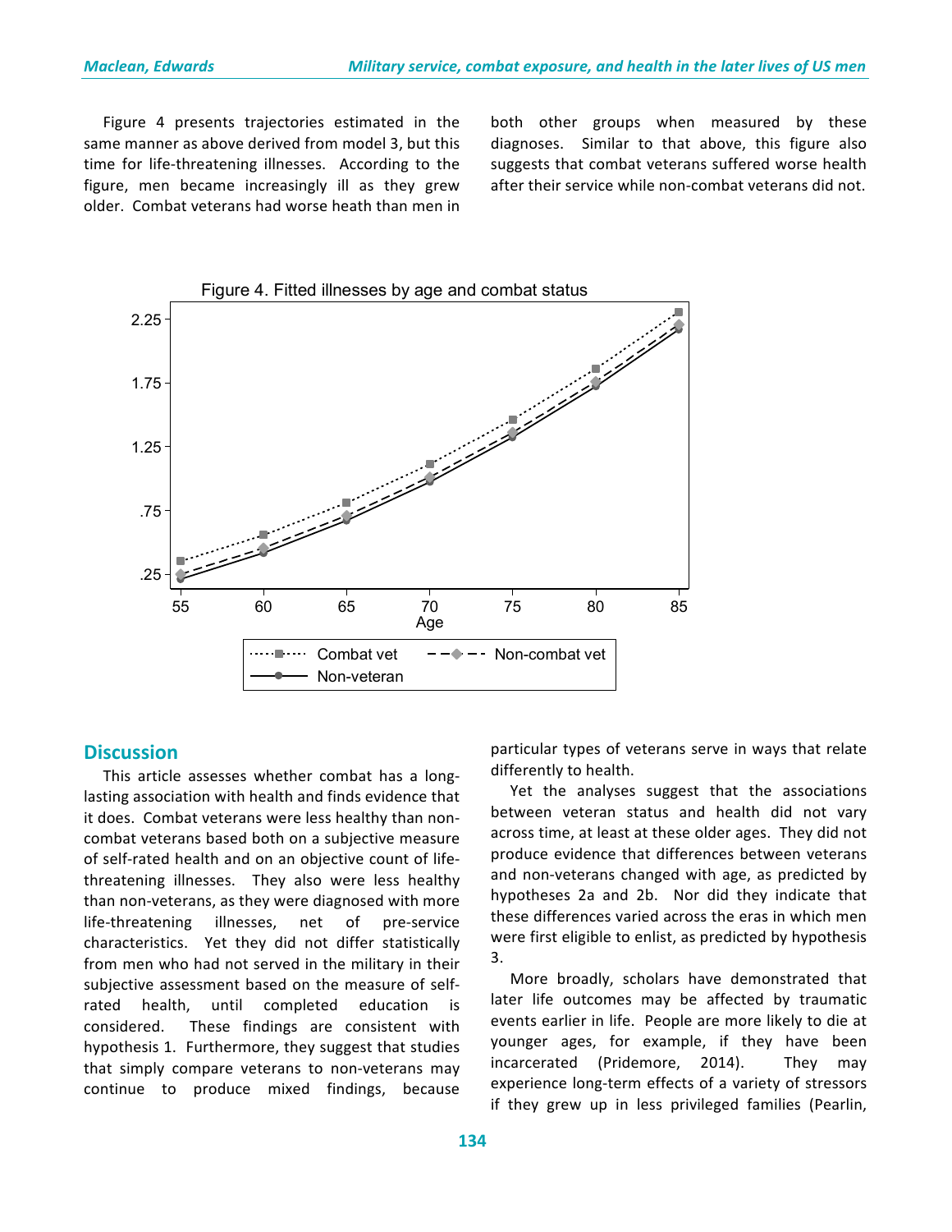Figure 4 presents trajectories estimated in the same manner as above derived from model 3, but this time for life-threatening illnesses. According to the figure, men became increasingly ill as they grew older. Combat veterans had worse heath than men in both other groups when measured by these diagnoses. Similar to that above, this figure also suggests that combat veterans suffered worse health after their service while non-combat veterans did not.

Figure 4. Fitted illnesses by age and combat status

## Discussion

This article assesses whether combat has a long-lasting association with health and finds evidence that it does. Combat veterans were less healthy than non-combat veterans based both on a subjective measure of self-rated health and on an objective count of life-threatening illnesses. They also were less healthy than non-veterans, as they were diagnosed with more life-threatening illnesses, net of pre-service characteristics. Yet they did not differ statistically from men who had not served in the military in their subjective assessment based on the measure of self-rated health, until completed education is considered. These findings are consistent with hypothesis 1. Furthermore, they suggest that studies that simply compare veterans to non-veterans may continue to produce mixed findings, because particular types of veterans serve in ways that relate differently to health.

Yet the analyses suggest that the associations between veteran status and health did not vary across time, at least at these older ages. They did not produce evidence that differences between veterans and non-veterans changed with age, as predicted by hypotheses 2a and 2b. Nor did they indicate that these differences varied across the eras in which men were first eligible to enlist, as predicted by hypothesis 3.

More broadly, scholars have demonstrated that later life outcomes may be affected by traumatic events earlier in life. People are more likely to die at younger ages, for example, if they have been incarcerated (Pridemore, 2014). They may experience long-term effects of a variety of stressors if they grew up in less privileged families (Pearlin,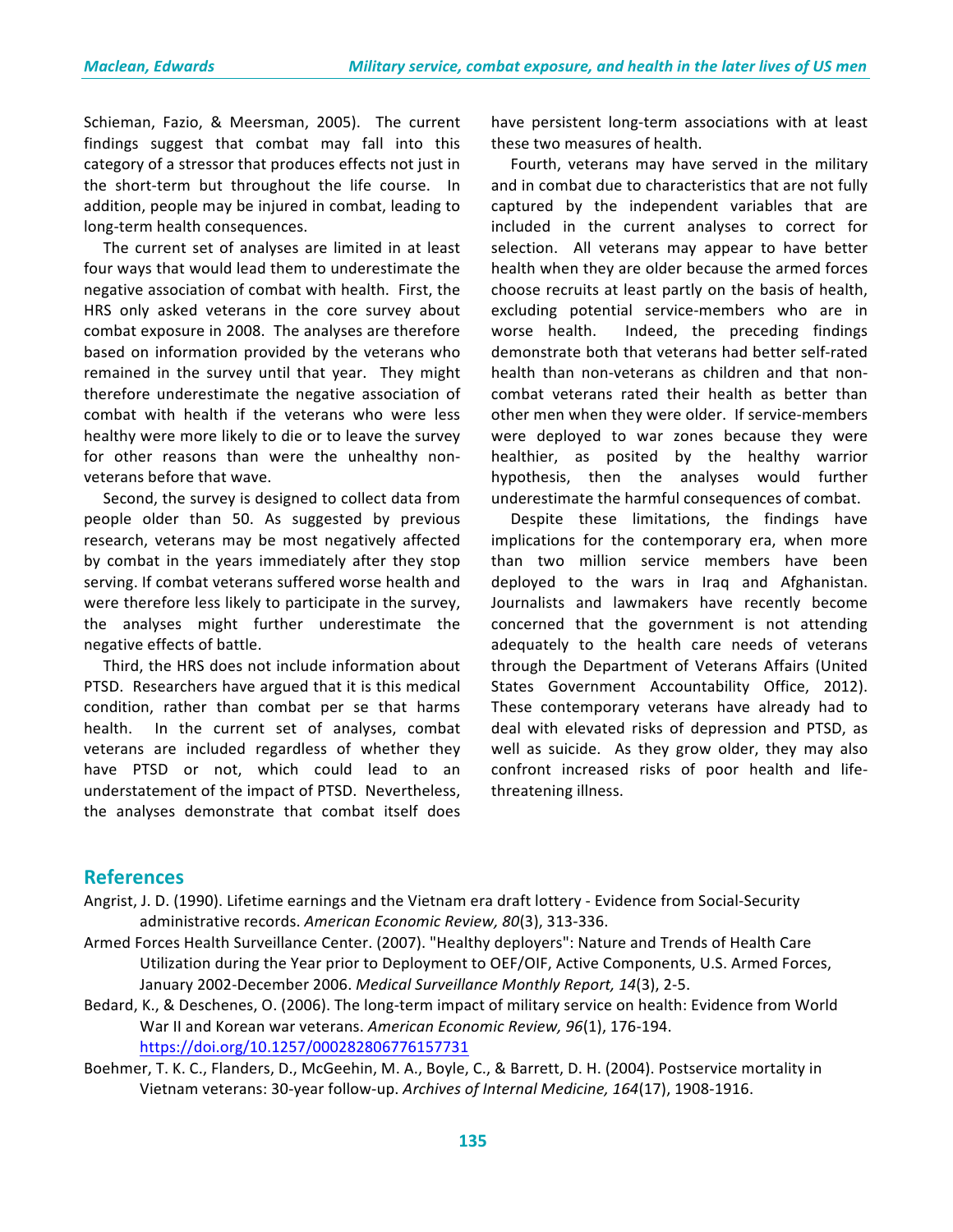Schieman, Fazio, & Meersman, 2005). The current findings suggest that combat may fall into this category of a stressor that produces effects not just in the short-term but throughout the life course. In addition, people may be injured in combat, leading to long-term health consequences.

The current set of analyses are limited in at least four ways that would lead them to underestimate the negative association of combat with health. First, the HRS only asked veterans in the core survey about combat exposure in 2008. The analyses are therefore based on information provided by the veterans who remained in the survey until that year. They might therefore underestimate the negative association of combat with health if the veterans who were less healthy were more likely to die or to leave the survey for other reasons than were the unhealthy non-veterans before that wave.

Second, the survey is designed to collect data from people older than 50. As suggested by previous research, veterans may be most negatively affected by combat in the years immediately after they stop serving. If combat veterans suffered worse health and were therefore less likely to participate in the survey, the analyses might further underestimate the negative effects of battle.

Third, the HRS does not include information about PTSD. Researchers have argued that it is this medical condition, rather than combat per se that harms health. In the current set of analyses, combat veterans are included regardless of whether they have PTSD or not, which could lead to an understatement of the impact of PTSD. Nevertheless, the analyses demonstrate that combat itself does have persistent long-term associations with at least these two measures of health.

Fourth, veterans may have served in the military and in combat due to characteristics that are not fully captured by the independent variables that are included in the current analyses to correct for selection. All veterans may appear to have better health when they are older because the armed forces choose recruits at least partly on the basis of health, excluding potential service-members who are in worse health. Indeed, the preceding findings demonstrate both that veterans had better self-rated health than non-veterans as children and that non-combat veterans rated their health as better than other men when they were older. If service-members were deployed to war zones because they were healthier, as posited by the healthy warrior hypothesis, then the analyses would further underestimate the harmful consequences of combat.

Despite these limitations, the findings have implications for the contemporary era, when more than two million service members have been deployed to the wars in Iraq and Afghanistan. Journalists and lawmakers have recently become concerned that the government is not attending adequately to the health care needs of veterans through the Department of Veterans Affairs (United States Government Accountability Office, 2012). These contemporary veterans have already had to deal with elevated risks of depression and PTSD, as well as suicide. As they grow older, they may also confront increased risks of poor health and life-threatening illness.

## References

Angrist, J. D. (1990). Lifetime earnings and the Vietnam era draft lottery - Evidence from Social-Security administrative records. *American Economic Review, 80*(3), 313-336.

Armed Forces Health Surveillance Center. (2007). "Healthy deployers": Nature and Trends of Health Care Utilization during the Year prior to Deployment to OEF/OIF, Active Components, U.S. Armed Forces, January 2002-December 2006. *Medical Surveillance Monthly Report, 14*(3), 2-5.

Bedard, K., & Deschenes, O. (2006). The long-term impact of military service on health: Evidence from World War II and Korean war veterans. *American Economic Review, 96*(1), 176-194. https://doi.org/10.1257/000282806776157731

Boehmer, T. K. C., Flanders, D., McGeehin, M. A., Boyle, C., & Barrett, D. H. (2004). Postservice mortality in Vietnam veterans: 30-year follow-up. *Archives of Internal Medicine, 164*(17), 1908-1916.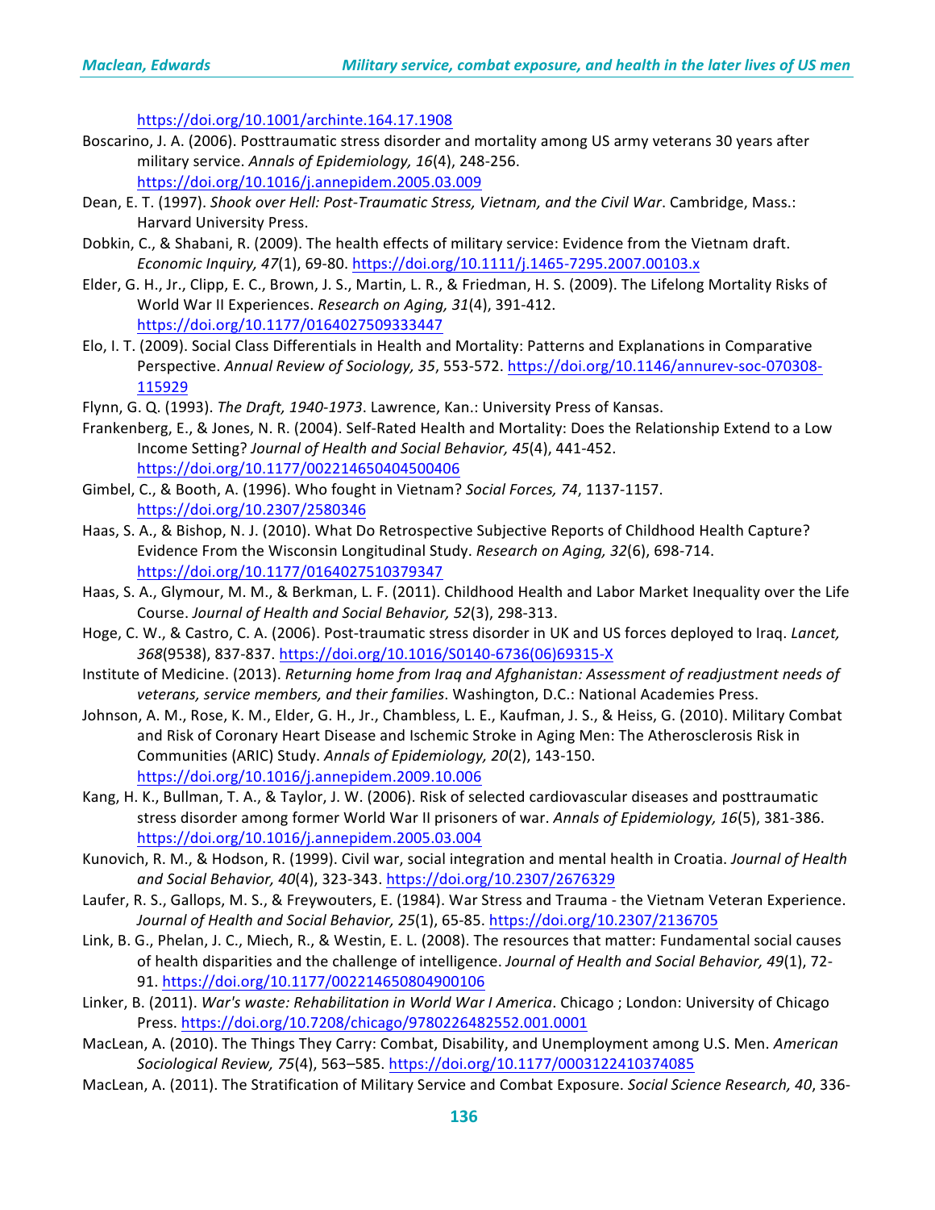https://doi.org/10.1001/archinte.164.17.1908

Boscarino, J. A. (2006). Posttraumatic stress disorder and mortality among US army veterans 30 years after military service. *Annals of Epidemiology, 16*(4), 248-256. https://doi.org/10.1016/j.annepidem.2005.03.009

Dean, E. T. (1997). *Shook over Hell: Post-Traumatic Stress, Vietnam, and the Civil War*. Cambridge, Mass.: Harvard University Press.

Dobkin, C., & Shabani, R. (2009). The health effects of military service: Evidence from the Vietnam draft. *Economic Inquiry, 47*(1), 69-80. https://doi.org/10.1111/j.1465-7295.2007.00103.x

Elder, G. H., Jr., Clipp, E. C., Brown, J. S., Martin, L. R., & Friedman, H. S. (2009). The Lifelong Mortality Risks of World War II Experiences. *Research on Aging, 31*(4), 391-412. https://doi.org/10.1177/0164027509333447

Elo, I. T. (2009). Social Class Differentials in Health and Mortality: Patterns and Explanations in Comparative Perspective. *Annual Review of Sociology, 35*, 553-572. https://doi.org/10.1146/annurev-soc-070308-115929

Flynn, G. Q. (1993). *The Draft, 1940-1973*. Lawrence, Kan.: University Press of Kansas.

Frankenberg, E., & Jones, N. R. (2004). Self-Rated Health and Mortality: Does the Relationship Extend to a Low Income Setting? *Journal of Health and Social Behavior, 45*(4), 441-452. https://doi.org/10.1177/002214650404500406

Gimbel, C., & Booth, A. (1996). Who fought in Vietnam? *Social Forces, 74*, 1137-1157. https://doi.org/10.2307/2580346

Haas, S. A., & Bishop, N. J. (2010). What Do Retrospective Subjective Reports of Childhood Health Capture? Evidence From the Wisconsin Longitudinal Study. *Research on Aging, 32*(6), 698-714. https://doi.org/10.1177/0164027510379347

Haas, S. A., Glymour, M. M., & Berkman, L. F. (2011). Childhood Health and Labor Market Inequality over the Life Course. *Journal of Health and Social Behavior, 52*(3), 298-313.

Hoge, C. W., & Castro, C. A. (2006). Post-traumatic stress disorder in UK and US forces deployed to Iraq. *Lancet, 368*(9538), 837-837. https://doi.org/10.1016/S0140-6736(06)69315-X

Institute of Medicine. (2013). *Returning home from Iraq and Afghanistan: Assessment of readjustment needs of veterans, service members, and their families*. Washington, D.C.: National Academies Press.

Johnson, A. M., Rose, K. M., Elder, G. H., Jr., Chambless, L. E., Kaufman, J. S., & Heiss, G. (2010). Military Combat and Risk of Coronary Heart Disease and Ischemic Stroke in Aging Men: The Atherosclerosis Risk in Communities (ARIC) Study. *Annals of Epidemiology, 20*(2), 143-150. https://doi.org/10.1016/j.annepidem.2009.10.006

Kang, H. K., Bullman, T. A., & Taylor, J. W. (2006). Risk of selected cardiovascular diseases and posttraumatic stress disorder among former World War II prisoners of war. *Annals of Epidemiology, 16*(5), 381-386. https://doi.org/10.1016/j.annepidem.2005.03.004

Kunovich, R. M., & Hodson, R. (1999). Civil war, social integration and mental health in Croatia. *Journal of Health and Social Behavior, 40*(4), 323-343. https://doi.org/10.2307/2676329

Laufer, R. S., Gallops, M. S., & Freywouters, E. (1984). War Stress and Trauma - the Vietnam Veteran Experience. *Journal of Health and Social Behavior, 25*(1), 65-85. https://doi.org/10.2307/2136705

Link, B. G., Phelan, J. C., Miech, R., & Westin, E. L. (2008). The resources that matter: Fundamental social causes of health disparities and the challenge of intelligence. *Journal of Health and Social Behavior, 49*(1), 72-91. https://doi.org/10.1177/002214650804900106

Linker, B. (2011). *War's waste: Rehabilitation in World War I America*. Chicago ; London: University of Chicago Press. https://doi.org/10.7208/chicago/9780226482552.001.0001

MacLean, A. (2010). The Things They Carry: Combat, Disability, and Unemployment among U.S. Men. *American Sociological Review, 75*(4), 563–585. https://doi.org/10.1177/0003122410374085

MacLean, A. (2011). The Stratification of Military Service and Combat Exposure. *Social Science Research, 40*, 336-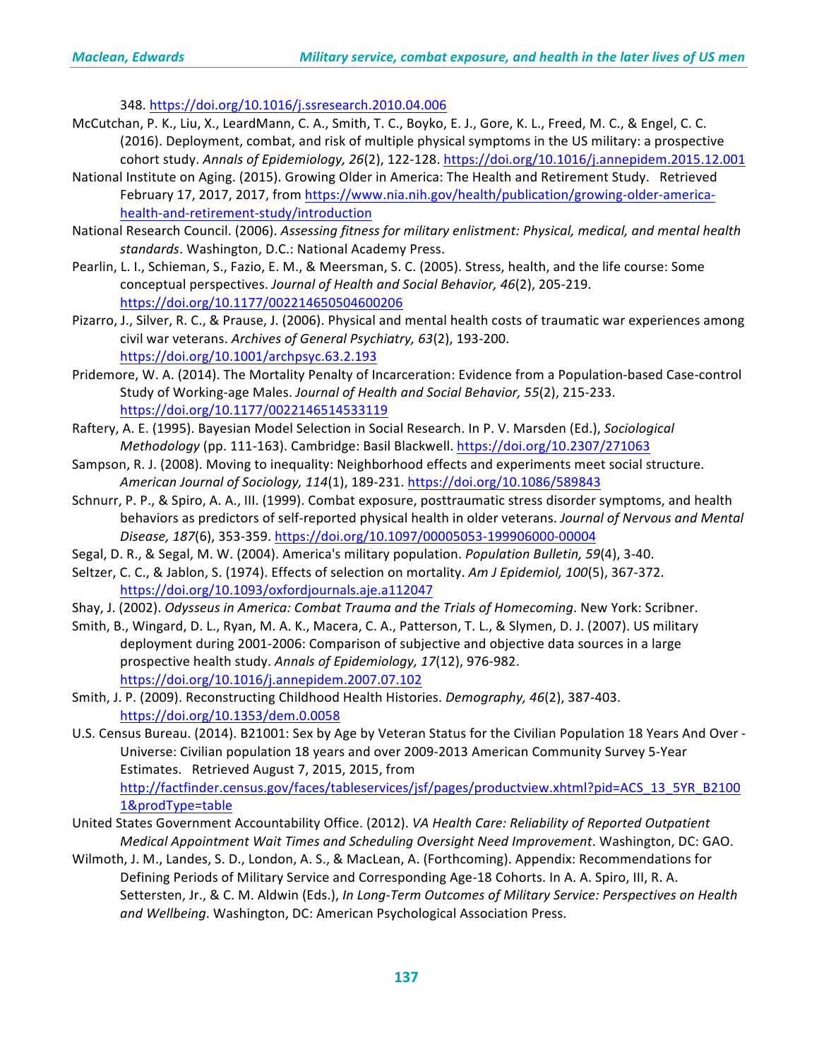348. https://doi.org/10.1016/j.ssresearch.2010.04.006

McCutchan, P. K., Liu, X., LeardMann, C. A., Smith, T. C., Boyko, E. J., Gore, K. L., Freed, M. C., & Engel, C. C. (2016). Deployment, combat, and risk of multiple physical symptoms in the US military: a prospective cohort study. *Annals of Epidemiology, 26*(2), 122-128. https://doi.org/10.1016/j.annepidem.2015.12.001

National Institute on Aging. (2015). Growing Older in America: The Health and Retirement Study. Retrieved February 17, 2017, 2017, from https://www.nia.nih.gov/health/publication/growing-older-america-health-and-retirement-study/introduction

National Research Council. (2006). *Assessing fitness for military enlistment: Physical, medical, and mental health standards*. Washington, D.C.: National Academy Press.

Pearlin, L. I., Schieman, S., Fazio, E. M., & Meersman, S. C. (2005). Stress, health, and the life course: Some conceptual perspectives. *Journal of Health and Social Behavior, 46*(2), 205-219. https://doi.org/10.1177/002214650504600206

Pizarro, J., Silver, R. C., & Prause, J. (2006). Physical and mental health costs of traumatic war experiences among civil war veterans. *Archives of General Psychiatry, 63*(2), 193-200. https://doi.org/10.1001/archpsyc.63.2.193

Pridemore, W. A. (2014). The Mortality Penalty of Incarceration: Evidence from a Population-based Case-control Study of Working-age Males. *Journal of Health and Social Behavior, 55*(2), 215-233. https://doi.org/10.1177/0022146514533119

Raftery, A. E. (1995). Bayesian Model Selection in Social Research. In P. V. Marsden (Ed.), *Sociological Methodology* (pp. 111-163). Cambridge: Basil Blackwell. https://doi.org/10.2307/271063

Sampson, R. J. (2008). Moving to inequality: Neighborhood effects and experiments meet social structure. *American Journal of Sociology, 114*(1), 189-231. https://doi.org/10.1086/589843

Schnurr, P. P., & Spiro, A. A., III. (1999). Combat exposure, posttraumatic stress disorder symptoms, and health behaviors as predictors of self-reported physical health in older veterans. *Journal of Nervous and Mental Disease, 187*(6), 353-359. https://doi.org/10.1097/00005053-199906000-00004

Segal, D. R., & Segal, M. W. (2004). America's military population. *Population Bulletin, 59*(4), 3-40.

Seltzer, C. C., & Jablon, S. (1974). Effects of selection on mortality. *Am J Epidemiol, 100*(5), 367-372. https://doi.org/10.1093/oxfordjournals.aje.a112047

Shay, J. (2002). *Odysseus in America: Combat Trauma and the Trials of Homecoming*. New York: Scribner.

Smith, B., Wingard, D. L., Ryan, M. A. K., Macera, C. A., Patterson, T. L., & Slymen, D. J. (2007). US military deployment during 2001-2006: Comparison of subjective and objective data sources in a large prospective health study. *Annals of Epidemiology, 17*(12), 976-982. https://doi.org/10.1016/j.annepidem.2007.07.102

Smith, J. P. (2009). Reconstructing Childhood Health Histories. *Demography, 46*(2), 387-403. https://doi.org/10.1353/dem.0.0058

U.S. Census Bureau. (2014). B21001: Sex by Age by Veteran Status for the Civilian Population 18 Years And Over - Universe: Civilian population 18 years and over 2009-2013 American Community Survey 5-Year Estimates. Retrieved August 7, 2015, 2015, from http://factfinder.census.gov/faces/tableservices/jsf/pages/productview.xhtml?pid=ACS_13_5YR_B21001&prodType=table

United States Government Accountability Office. (2012). *VA Health Care: Reliability of Reported Outpatient Medical Appointment Wait Times and Scheduling Oversight Need Improvement*. Washington, DC: GAO.

Wilmoth, J. M., Landes, S. D., London, A. S., & MacLean, A. (Forthcoming). Appendix: Recommendations for Defining Periods of Military Service and Corresponding Age-18 Cohorts. In A. A. Spiro, III, R. A. Settersten, Jr., & C. M. Aldwin (Eds.), *In Long-Term Outcomes of Military Service: Perspectives on Health and Wellbeing*. Washington, DC: American Psychological Association Press.